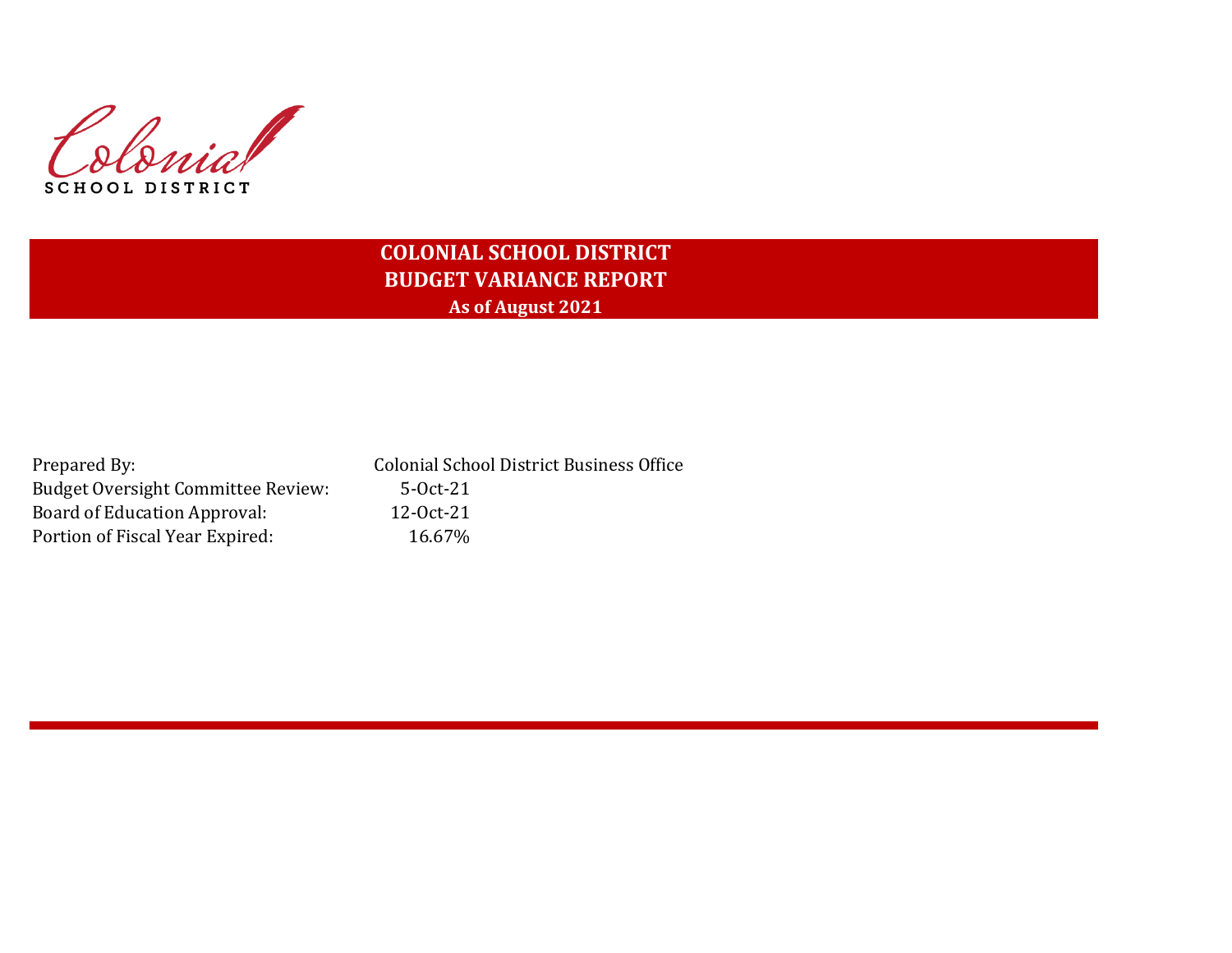Colonial
SCHOOL DISTRICT

# COLONIAL SCHOOL DISTRICT
## BUDGET VARIANCE REPORT
### As of August 2021

| | |
|---|---|
| Prepared By: | Colonial School District Business Office |
| Budget Oversight Committee Review: | 5-Oct-21 |
| Board of Education Approval: | 12-Oct-21 |
| Portion of Fiscal Year Expired: | 16.67% |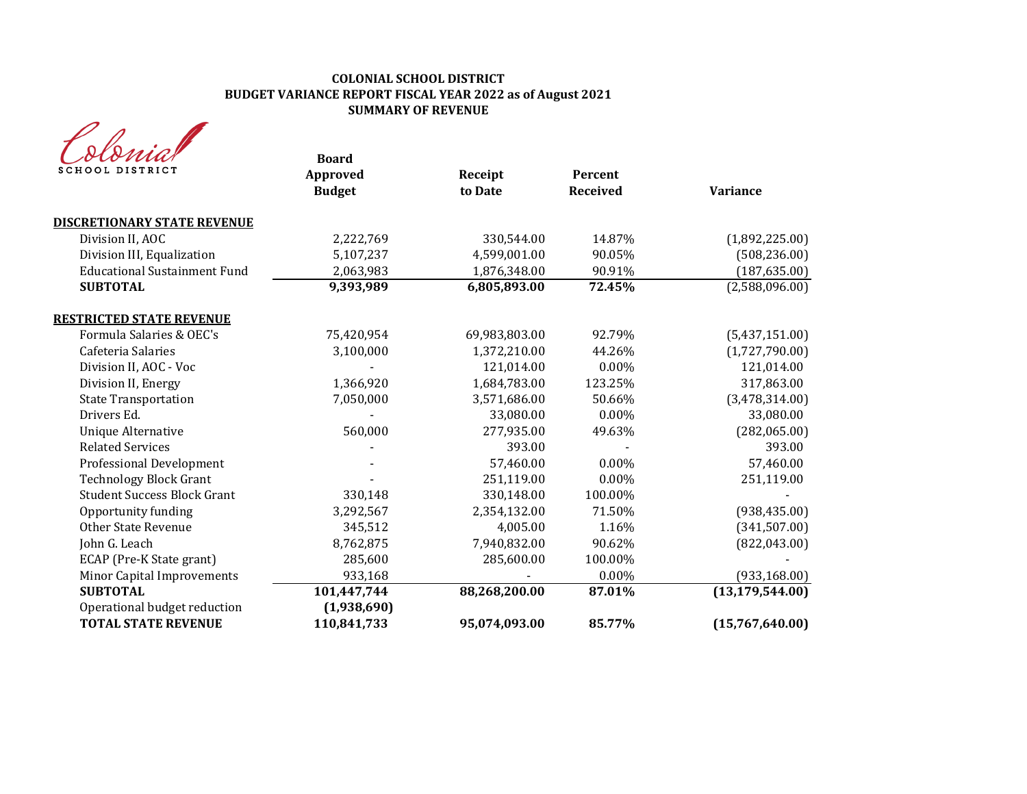**COLONIAL SCHOOL DISTRICT**
**BUDGET VARIANCE REPORT FISCAL YEAR 2022 as of August 2021**
**SUMMARY OF REVENUE**

Colonial SCHOOL DISTRICT

| | Board Approved Budget | Receipt to Date | Percent Received | Variance |
|---|---|---|---|---|
| **DISCRETIONARY STATE REVENUE** | | | | |
| Division II, AOC | 2,222,769 | 330,544.00 | 14.87% | (1,892,225.00) |
| Division III, Equalization | 5,107,237 | 4,599,001.00 | 90.05% | (508,236.00) |
| Educational Sustainment Fund | 2,063,983 | 1,876,348.00 | 90.91% | (187,635.00) |
| **SUBTOTAL** | **9,393,989** | **6,805,893.00** | **72.45%** | (2,588,096.00) |
| **RESTRICTED STATE REVENUE** | | | | |
| Formula Salaries & OEC's | 75,420,954 | 69,983,803.00 | 92.79% | (5,437,151.00) |
| Cafeteria Salaries | 3,100,000 | 1,372,210.00 | 44.26% | (1,727,790.00) |
| Division II, AOC - Voc | - | 121,014.00 | 0.00% | 121,014.00 |
| Division II, Energy | 1,366,920 | 1,684,783.00 | 123.25% | 317,863.00 |
| State Transportation | 7,050,000 | 3,571,686.00 | 50.66% | (3,478,314.00) |
| Drivers Ed. | - | 33,080.00 | 0.00% | 33,080.00 |
| Unique Alternative | 560,000 | 277,935.00 | 49.63% | (282,065.00) |
| Related Services | - | 393.00 | - | 393.00 |
| Professional Development | - | 57,460.00 | 0.00% | 57,460.00 |
| Technology Block Grant | - | 251,119.00 | 0.00% | 251,119.00 |
| Student Success Block Grant | 330,148 | 330,148.00 | 100.00% | - |
| Opportunity funding | 3,292,567 | 2,354,132.00 | 71.50% | (938,435.00) |
| Other State Revenue | 345,512 | 4,005.00 | 1.16% | (341,507.00) |
| John G. Leach | 8,762,875 | 7,940,832.00 | 90.62% | (822,043.00) |
| ECAP (Pre-K State grant) | 285,600 | 285,600.00 | 100.00% | - |
| Minor Capital Improvements | 933,168 | - | 0.00% | (933,168.00) |
| **SUBTOTAL** | **101,447,744** | **88,268,200.00** | **87.01%** | **(13,179,544.00)** |
| Operational budget reduction | **(1,938,690)** | | | |
| **TOTAL STATE REVENUE** | **110,841,733** | **95,074,093.00** | **85.77%** | **(15,767,640.00)** |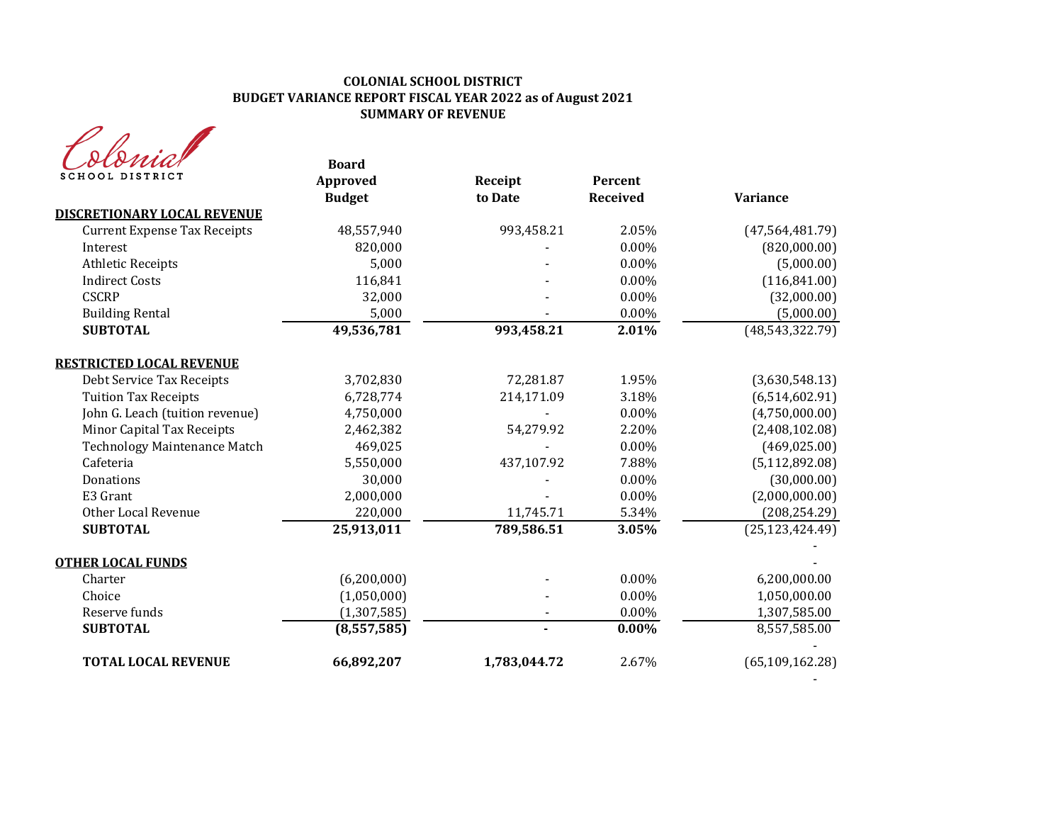**COLONIAL SCHOOL DISTRICT**
**BUDGET VARIANCE REPORT FISCAL YEAR 2022 as of August 2021**
**SUMMARY OF REVENUE**

Colonial SCHOOL DISTRICT

| | Board Approved Budget | Receipt to Date | Percent Received | Variance |
|---|---|---|---|---|
| **DISCRETIONARY LOCAL REVENUE** | | | | |
| Current Expense Tax Receipts | 48,557,940 | 993,458.21 | 2.05% | (47,564,481.79) |
| Interest | 820,000 | - | 0.00% | (820,000.00) |
| Athletic Receipts | 5,000 | - | 0.00% | (5,000.00) |
| Indirect Costs | 116,841 | - | 0.00% | (116,841.00) |
| CSCRP | 32,000 | - | 0.00% | (32,000.00) |
| Building Rental | 5,000 | - | 0.00% | (5,000.00) |
| **SUBTOTAL** | **49,536,781** | **993,458.21** | **2.01%** | (48,543,322.79) |
| **RESTRICTED LOCAL REVENUE** | | | | |
| Debt Service Tax Receipts | 3,702,830 | 72,281.87 | 1.95% | (3,630,548.13) |
| Tuition Tax Receipts | 6,728,774 | 214,171.09 | 3.18% | (6,514,602.91) |
| John G. Leach (tuition revenue) | 4,750,000 | - | 0.00% | (4,750,000.00) |
| Minor Capital Tax Receipts | 2,462,382 | 54,279.92 | 2.20% | (2,408,102.08) |
| Technology Maintenance Match | 469,025 | - | 0.00% | (469,025.00) |
| Cafeteria | 5,550,000 | 437,107.92 | 7.88% | (5,112,892.08) |
| Donations | 30,000 | - | 0.00% | (30,000.00) |
| E3 Grant | 2,000,000 | - | 0.00% | (2,000,000.00) |
| Other Local Revenue | 220,000 | 11,745.71 | 5.34% | (208,254.29) |
| **SUBTOTAL** | **25,913,011** | **789,586.51** | **3.05%** | (25,123,424.49) |
| | | | | - |
| **OTHER LOCAL FUNDS** | | | | - |
| Charter | (6,200,000) | - | 0.00% | 6,200,000.00 |
| Choice | (1,050,000) | - | 0.00% | 1,050,000.00 |
| Reserve funds | (1,307,585) | - | 0.00% | 1,307,585.00 |
| **SUBTOTAL** | **(8,557,585)** | **-** | **0.00%** | 8,557,585.00 |
| | | | | - |
| **TOTAL LOCAL REVENUE** | **66,892,207** | **1,783,044.72** | 2.67% | (65,109,162.28) |
| | | | | - |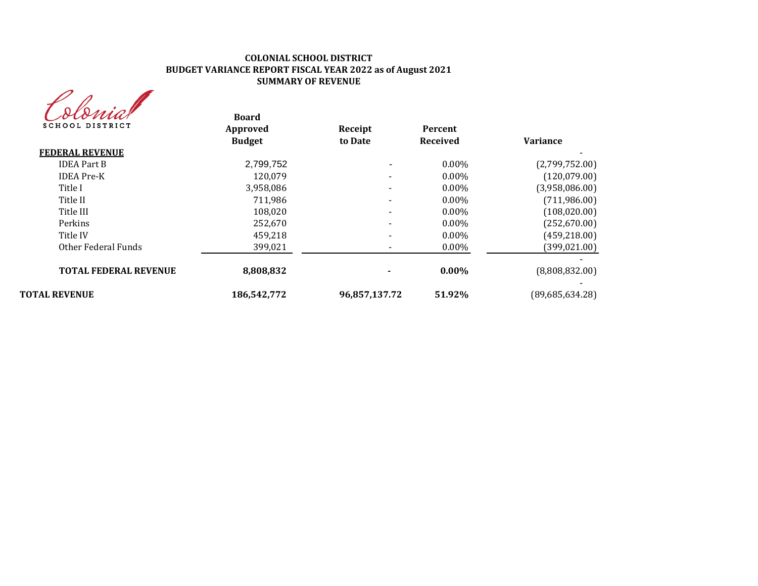# COLONIAL SCHOOL DISTRICT
## BUDGET VARIANCE REPORT FISCAL YEAR 2022 as of August 2021
## SUMMARY OF REVENUE

Colonial SCHOOL DISTRICT

| | Board Approved Budget | Receipt to Date | Percent Received | Variance |
|---|---|---|---|---|
| **FEDERAL REVENUE** | | | | - |
| IDEA Part B | 2,799,752 | - | 0.00% | (2,799,752.00) |
| IDEA Pre-K | 120,079 | - | 0.00% | (120,079.00) |
| Title I | 3,958,086 | - | 0.00% | (3,958,086.00) |
| Title II | 711,986 | - | 0.00% | (711,986.00) |
| Title III | 108,020 | - | 0.00% | (108,020.00) |
| Perkins | 252,670 | - | 0.00% | (252,670.00) |
| Title IV | 459,218 | - | 0.00% | (459,218.00) |
| Other Federal Funds | 399,021 | - | 0.00% | (399,021.00) |
| | | | | - |
| **TOTAL FEDERAL REVENUE** | **8,808,832** | **-** | **0.00%** | (8,808,832.00) |
| | | | | - |
| **TOTAL REVENUE** | **186,542,772** | **96,857,137.72** | **51.92%** | (89,685,634.28) |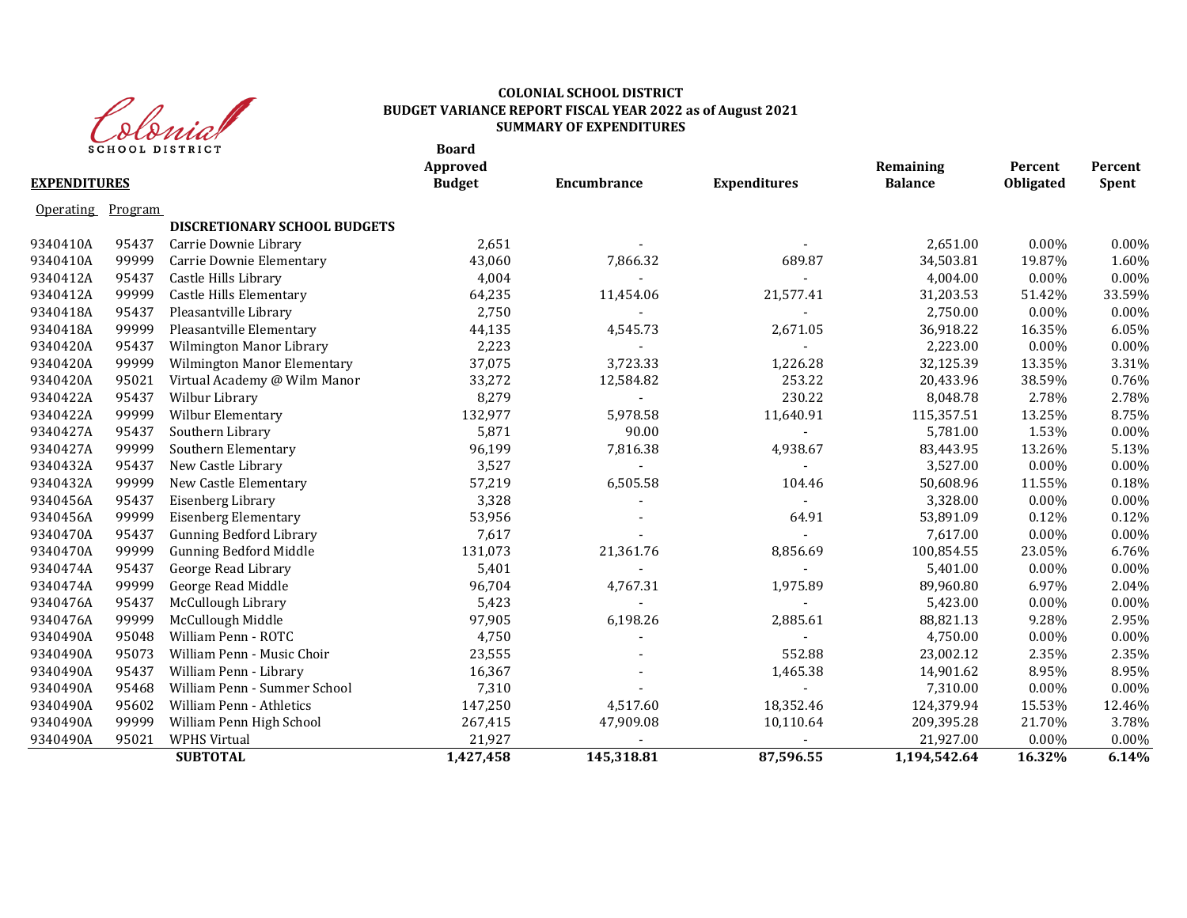**COLONIAL SCHOOL DISTRICT**
**BUDGET VARIANCE REPORT FISCAL YEAR 2022 as of August 2021**
**SUMMARY OF EXPENDITURES**

| **EXPENDITURES** | | | **Board Approved Budget** | **Encumbrance** | **Expenditures** | **Remaining Balance** | **Percent Obligated** | **Percent Spent** |
|---|---|---|---|---|---|---|---|---|
| Operating | Program | | | | | | | |
| | | **DISCRETIONARY SCHOOL BUDGETS** | | | | | | |
| 9340410A | 95437 | Carrie Downie Library | 2,651 | - | - | 2,651.00 | 0.00% | 0.00% |
| 9340410A | 99999 | Carrie Downie Elementary | 43,060 | 7,866.32 | 689.87 | 34,503.81 | 19.87% | 1.60% |
| 9340412A | 95437 | Castle Hills Library | 4,004 | - | - | 4,004.00 | 0.00% | 0.00% |
| 9340412A | 99999 | Castle Hills Elementary | 64,235 | 11,454.06 | 21,577.41 | 31,203.53 | 51.42% | 33.59% |
| 9340418A | 95437 | Pleasantville Library | 2,750 | - | - | 2,750.00 | 0.00% | 0.00% |
| 9340418A | 99999 | Pleasantville Elementary | 44,135 | 4,545.73 | 2,671.05 | 36,918.22 | 16.35% | 6.05% |
| 9340420A | 95437 | Wilmington Manor Library | 2,223 | - | - | 2,223.00 | 0.00% | 0.00% |
| 9340420A | 99999 | Wilmington Manor Elementary | 37,075 | 3,723.33 | 1,226.28 | 32,125.39 | 13.35% | 3.31% |
| 9340420A | 95021 | Virtual Academy @ Wilm Manor | 33,272 | 12,584.82 | 253.22 | 20,433.96 | 38.59% | 0.76% |
| 9340422A | 95437 | Wilbur Library | 8,279 | - | 230.22 | 8,048.78 | 2.78% | 2.78% |
| 9340422A | 99999 | Wilbur Elementary | 132,977 | 5,978.58 | 11,640.91 | 115,357.51 | 13.25% | 8.75% |
| 9340427A | 95437 | Southern Library | 5,871 | 90.00 | - | 5,781.00 | 1.53% | 0.00% |
| 9340427A | 99999 | Southern Elementary | 96,199 | 7,816.38 | 4,938.67 | 83,443.95 | 13.26% | 5.13% |
| 9340432A | 95437 | New Castle Library | 3,527 | - | - | 3,527.00 | 0.00% | 0.00% |
| 9340432A | 99999 | New Castle Elementary | 57,219 | 6,505.58 | 104.46 | 50,608.96 | 11.55% | 0.18% |
| 9340456A | 95437 | Eisenberg Library | 3,328 | - | - | 3,328.00 | 0.00% | 0.00% |
| 9340456A | 99999 | Eisenberg Elementary | 53,956 | - | 64.91 | 53,891.09 | 0.12% | 0.12% |
| 9340470A | 95437 | Gunning Bedford Library | 7,617 | - | - | 7,617.00 | 0.00% | 0.00% |
| 9340470A | 99999 | Gunning Bedford Middle | 131,073 | 21,361.76 | 8,856.69 | 100,854.55 | 23.05% | 6.76% |
| 9340474A | 95437 | George Read Library | 5,401 | - | - | 5,401.00 | 0.00% | 0.00% |
| 9340474A | 99999 | George Read Middle | 96,704 | 4,767.31 | 1,975.89 | 89,960.80 | 6.97% | 2.04% |
| 9340476A | 95437 | McCullough Library | 5,423 | - | - | 5,423.00 | 0.00% | 0.00% |
| 9340476A | 99999 | McCullough Middle | 97,905 | 6,198.26 | 2,885.61 | 88,821.13 | 9.28% | 2.95% |
| 9340490A | 95048 | William Penn - ROTC | 4,750 | - | - | 4,750.00 | 0.00% | 0.00% |
| 9340490A | 95073 | William Penn - Music Choir | 23,555 | - | 552.88 | 23,002.12 | 2.35% | 2.35% |
| 9340490A | 95437 | William Penn - Library | 16,367 | - | 1,465.38 | 14,901.62 | 8.95% | 8.95% |
| 9340490A | 95468 | William Penn - Summer School | 7,310 | - | - | 7,310.00 | 0.00% | 0.00% |
| 9340490A | 95602 | William Penn - Athletics | 147,250 | 4,517.60 | 18,352.46 | 124,379.94 | 15.53% | 12.46% |
| 9340490A | 99999 | William Penn High School | 267,415 | 47,909.08 | 10,110.64 | 209,395.28 | 21.70% | 3.78% |
| 9340490A | 95021 | WPHS Virtual | 21,927 | - | - | 21,927.00 | 0.00% | 0.00% |
| | | **SUBTOTAL** | **1,427,458** | **145,318.81** | **87,596.55** | **1,194,542.64** | **16.32%** | **6.14%** |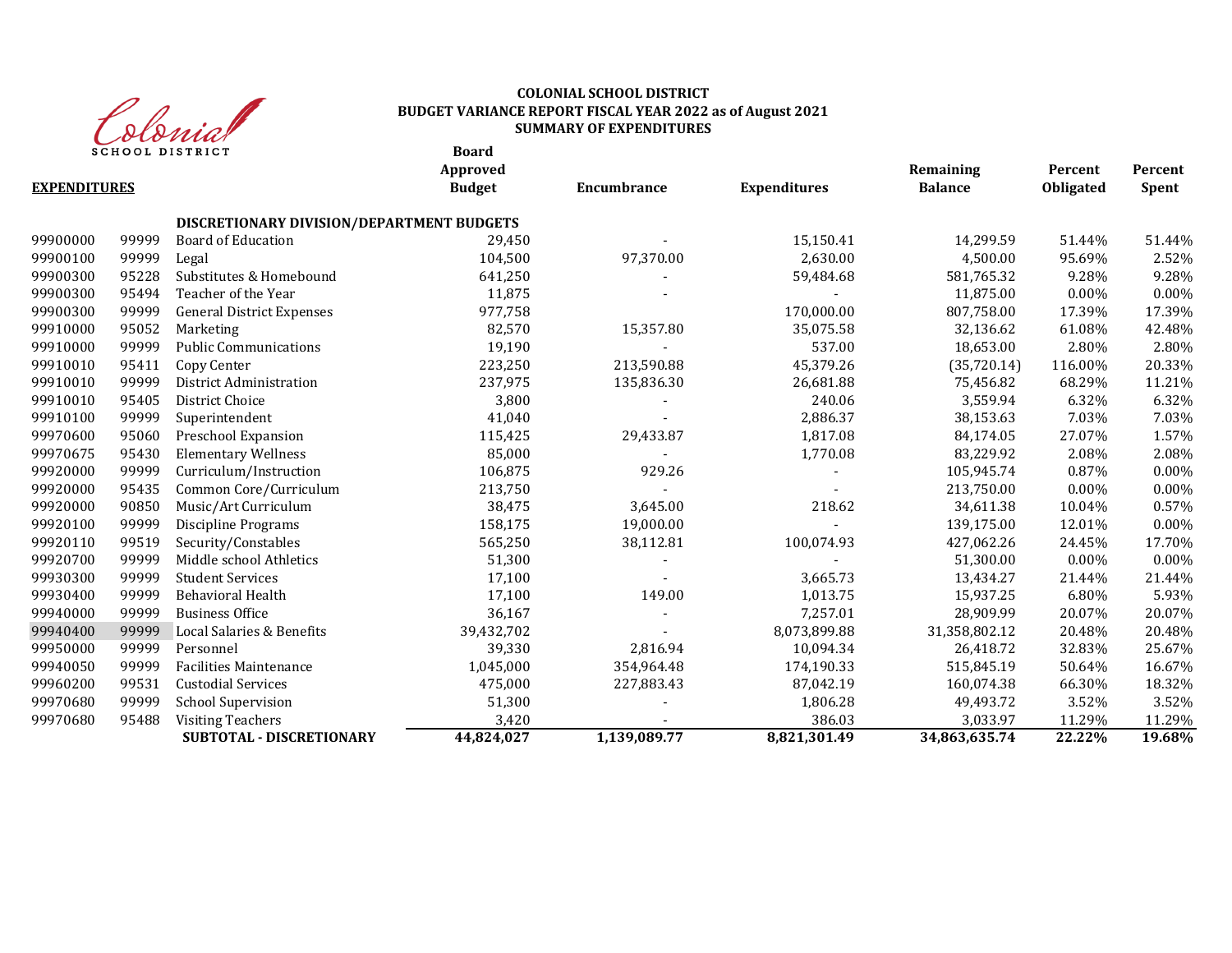**COLONIAL SCHOOL DISTRICT**
**BUDGET VARIANCE REPORT FISCAL YEAR 2022 as of August 2021**
**SUMMARY OF EXPENDITURES**

| **EXPENDITURES** | | | **Board Approved Budget** | **Encumbrance** | **Expenditures** | **Remaining Balance** | **Percent Obligated** | **Percent Spent** |
|---|---|---|---|---|---|---|---|---|
| | | **DISCRETIONARY DIVISION/DEPARTMENT BUDGETS** | | | | | | |
| 99900000 | 99999 | Board of Education | 29,450 | - | 15,150.41 | 14,299.59 | 51.44% | 51.44% |
| 99900100 | 99999 | Legal | 104,500 | 97,370.00 | 2,630.00 | 4,500.00 | 95.69% | 2.52% |
| 99900300 | 95228 | Substitutes & Homebound | 641,250 | - | 59,484.68 | 581,765.32 | 9.28% | 9.28% |
| 99900300 | 95494 | Teacher of the Year | 11,875 | - | - | 11,875.00 | 0.00% | 0.00% |
| 99900300 | 99999 | General District Expenses | 977,758 | | 170,000.00 | 807,758.00 | 17.39% | 17.39% |
| 99910000 | 95052 | Marketing | 82,570 | 15,357.80 | 35,075.58 | 32,136.62 | 61.08% | 42.48% |
| 99910000 | 99999 | Public Communications | 19,190 | - | 537.00 | 18,653.00 | 2.80% | 2.80% |
| 99910010 | 95411 | Copy Center | 223,250 | 213,590.88 | 45,379.26 | (35,720.14) | 116.00% | 20.33% |
| 99910010 | 99999 | District Administration | 237,975 | 135,836.30 | 26,681.88 | 75,456.82 | 68.29% | 11.21% |
| 99910010 | 95405 | District Choice | 3,800 | - | 240.06 | 3,559.94 | 6.32% | 6.32% |
| 99910100 | 99999 | Superintendent | 41,040 | - | 2,886.37 | 38,153.63 | 7.03% | 7.03% |
| 99970600 | 95060 | Preschool Expansion | 115,425 | 29,433.87 | 1,817.08 | 84,174.05 | 27.07% | 1.57% |
| 99970675 | 95430 | Elementary Wellness | 85,000 | - | 1,770.08 | 83,229.92 | 2.08% | 2.08% |
| 99920000 | 99999 | Curriculum/Instruction | 106,875 | 929.26 | - | 105,945.74 | 0.87% | 0.00% |
| 99920000 | 95435 | Common Core/Curriculum | 213,750 | - | - | 213,750.00 | 0.00% | 0.00% |
| 99920000 | 90850 | Music/Art Curriculum | 38,475 | 3,645.00 | 218.62 | 34,611.38 | 10.04% | 0.57% |
| 99920100 | 99999 | Discipline Programs | 158,175 | 19,000.00 | - | 139,175.00 | 12.01% | 0.00% |
| 99920110 | 99519 | Security/Constables | 565,250 | 38,112.81 | 100,074.93 | 427,062.26 | 24.45% | 17.70% |
| 99920700 | 99999 | Middle school Athletics | 51,300 | - | - | 51,300.00 | 0.00% | 0.00% |
| 99930300 | 99999 | Student Services | 17,100 | - | 3,665.73 | 13,434.27 | 21.44% | 21.44% |
| 99930400 | 99999 | Behavioral Health | 17,100 | 149.00 | 1,013.75 | 15,937.25 | 6.80% | 5.93% |
| 99940000 | 99999 | Business Office | 36,167 | - | 7,257.01 | 28,909.99 | 20.07% | 20.07% |
| 99940400 | 99999 | Local Salaries & Benefits | 39,432,702 | - | 8,073,899.88 | 31,358,802.12 | 20.48% | 20.48% |
| 99950000 | 99999 | Personnel | 39,330 | 2,816.94 | 10,094.34 | 26,418.72 | 32.83% | 25.67% |
| 99940050 | 99999 | Facilities Maintenance | 1,045,000 | 354,964.48 | 174,190.33 | 515,845.19 | 50.64% | 16.67% |
| 99960200 | 99531 | Custodial Services | 475,000 | 227,883.43 | 87,042.19 | 160,074.38 | 66.30% | 18.32% |
| 99970680 | 99999 | School Supervision | 51,300 | - | 1,806.28 | 49,493.72 | 3.52% | 3.52% |
| 99970680 | 95488 | Visiting Teachers | 3,420 | - | 386.03 | 3,033.97 | 11.29% | 11.29% |
| | | **SUBTOTAL - DISCRETIONARY** | **44,824,027** | **1,139,089.77** | **8,821,301.49** | **34,863,635.74** | **22.22%** | **19.68%** |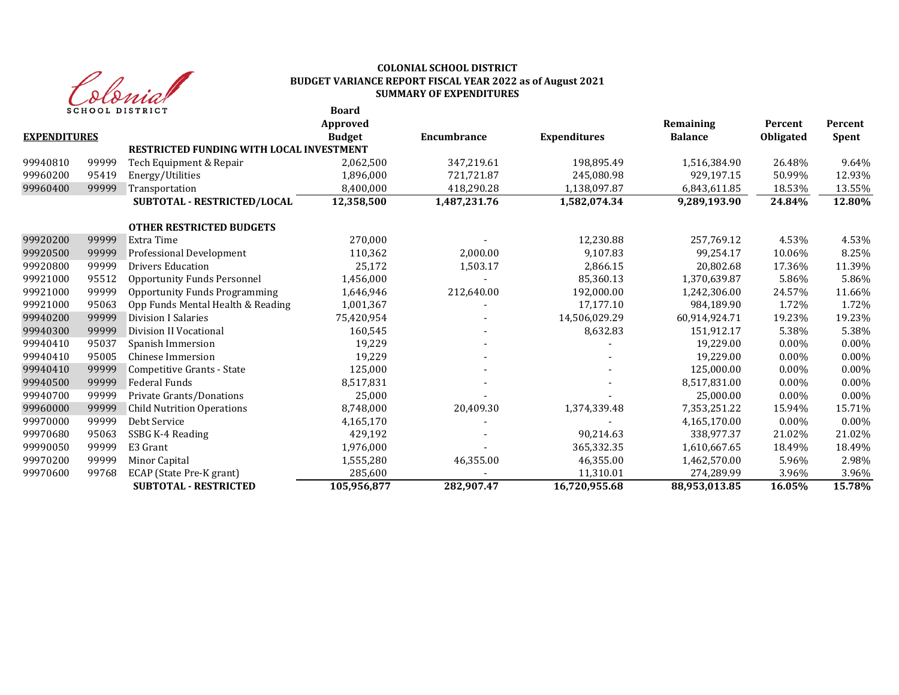**COLONIAL SCHOOL DISTRICT**
**BUDGET VARIANCE REPORT FISCAL YEAR 2022 as of August 2021**
**SUMMARY OF EXPENDITURES**

| **EXPENDITURES** | | | **Board Approved Budget** | **Encumbrance** | **Expenditures** | **Remaining Balance** | **Percent Obligated** | **Percent Spent** |
|---|---|---|---|---|---|---|---|---|
| | | **RESTRICTED FUNDING WITH LOCAL INVESTMENT** | | | | | | |
| 99940810 | 99999 | Tech Equipment & Repair | 2,062,500 | 347,219.61 | 198,895.49 | 1,516,384.90 | 26.48% | 9.64% |
| 99960200 | 95419 | Energy/Utilities | 1,896,000 | 721,721.87 | 245,080.98 | 929,197.15 | 50.99% | 12.93% |
| 99960400 | 99999 | Transportation | 8,400,000 | 418,290.28 | 1,138,097.87 | 6,843,611.85 | 18.53% | 13.55% |
| | | **SUBTOTAL - RESTRICTED/LOCAL** | **12,358,500** | **1,487,231.76** | **1,582,074.34** | **9,289,193.90** | **24.84%** | **12.80%** |
| | | **OTHER RESTRICTED BUDGETS** | | | | | | |
| 99920200 | 99999 | Extra Time | 270,000 | - | 12,230.88 | 257,769.12 | 4.53% | 4.53% |
| 99920500 | 99999 | Professional Development | 110,362 | 2,000.00 | 9,107.83 | 99,254.17 | 10.06% | 8.25% |
| 99920800 | 99999 | Drivers Education | 25,172 | 1,503.17 | 2,866.15 | 20,802.68 | 17.36% | 11.39% |
| 99921000 | 95512 | Opportunity Funds Personnel | 1,456,000 | - | 85,360.13 | 1,370,639.87 | 5.86% | 5.86% |
| 99921000 | 99999 | Opportunity Funds Programming | 1,646,946 | 212,640.00 | 192,000.00 | 1,242,306.00 | 24.57% | 11.66% |
| 99921000 | 95063 | Opp Funds Mental Health & Reading | 1,001,367 | - | 17,177.10 | 984,189.90 | 1.72% | 1.72% |
| 99940200 | 99999 | Division I Salaries | 75,420,954 | - | 14,506,029.29 | 60,914,924.71 | 19.23% | 19.23% |
| 99940300 | 99999 | Division II Vocational | 160,545 | - | 8,632.83 | 151,912.17 | 5.38% | 5.38% |
| 99940410 | 95037 | Spanish Immersion | 19,229 | - | - | 19,229.00 | 0.00% | 0.00% |
| 99940410 | 95005 | Chinese Immersion | 19,229 | - | - | 19,229.00 | 0.00% | 0.00% |
| 99940410 | 99999 | Competitive Grants - State | 125,000 | - | - | 125,000.00 | 0.00% | 0.00% |
| 99940500 | 99999 | Federal Funds | 8,517,831 | - | - | 8,517,831.00 | 0.00% | 0.00% |
| 99940700 | 99999 | Private Grants/Donations | 25,000 | - | - | 25,000.00 | 0.00% | 0.00% |
| 99960000 | 99999 | Child Nutrition Operations | 8,748,000 | 20,409.30 | 1,374,339.48 | 7,353,251.22 | 15.94% | 15.71% |
| 99970000 | 99999 | Debt Service | 4,165,170 | - | - | 4,165,170.00 | 0.00% | 0.00% |
| 99970680 | 95063 | SSBG K-4 Reading | 429,192 | - | 90,214.63 | 338,977.37 | 21.02% | 21.02% |
| 99990050 | 99999 | E3 Grant | 1,976,000 | - | 365,332.35 | 1,610,667.65 | 18.49% | 18.49% |
| 99970200 | 99999 | Minor Capital | 1,555,280 | 46,355.00 | 46,355.00 | 1,462,570.00 | 5.96% | 2.98% |
| 99970600 | 99768 | ECAP (State Pre-K grant) | 285,600 | - | 11,310.01 | 274,289.99 | 3.96% | 3.96% |
| | | **SUBTOTAL - RESTRICTED** | **105,956,877** | **282,907.47** | **16,720,955.68** | **88,953,013.85** | **16.05%** | **15.78%** |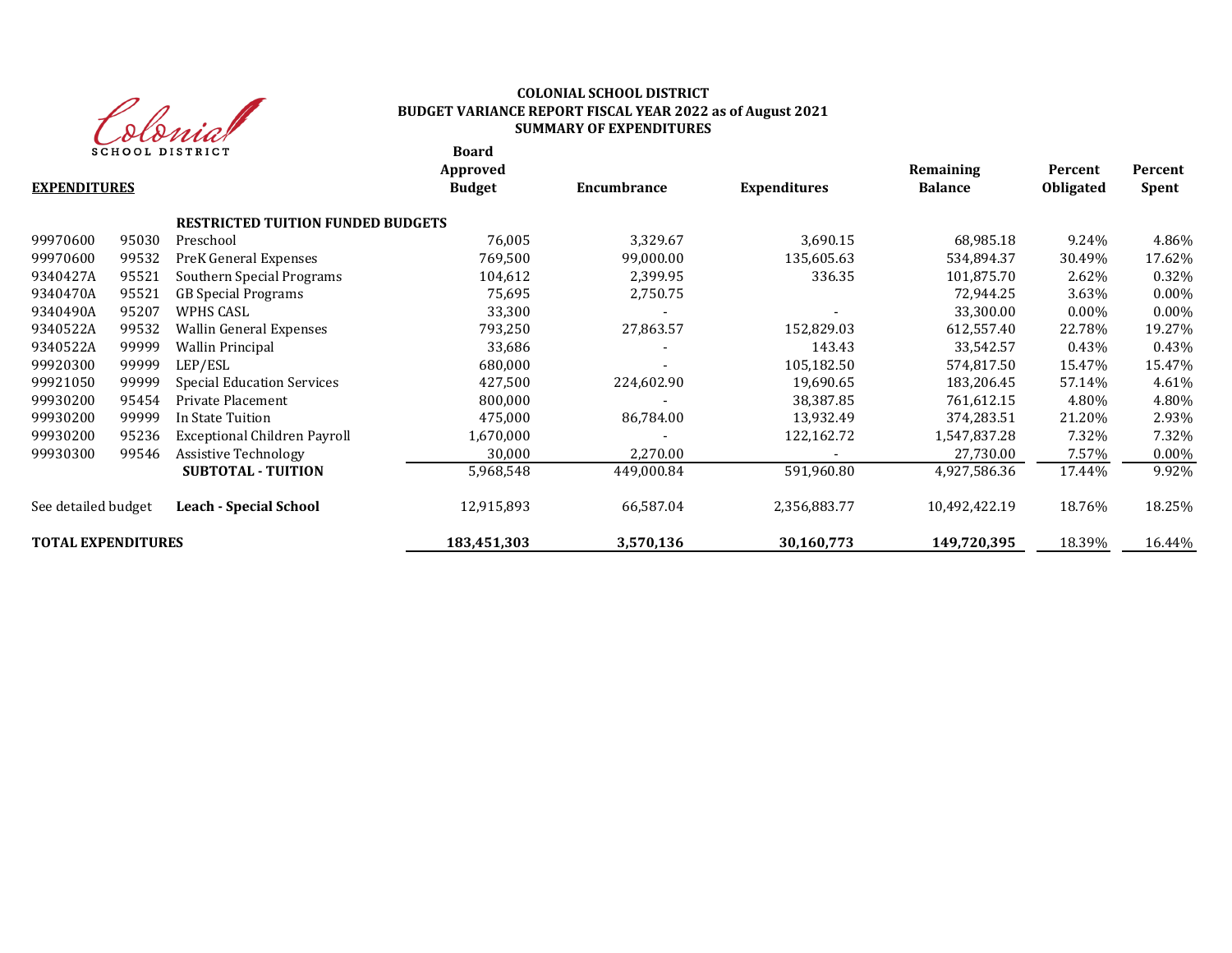# COLONIAL SCHOOL DISTRICT
## BUDGET VARIANCE REPORT FISCAL YEAR 2022 as of August 2021
## SUMMARY OF EXPENDITURES

| **EXPENDITURES** | | | **Board Approved Budget** | **Encumbrance** | **Expenditures** | **Remaining Balance** | **Percent Obligated** | **Percent Spent** |
|---|---|---|---|---|---|---|---|---|
| | | **RESTRICTED TUITION FUNDED BUDGETS** | | | | | | |
| 99970600 | 95030 | Preschool | 76,005 | 3,329.67 | 3,690.15 | 68,985.18 | 9.24% | 4.86% |
| 99970600 | 99532 | PreK General Expenses | 769,500 | 99,000.00 | 135,605.63 | 534,894.37 | 30.49% | 17.62% |
| 9340427A | 95521 | Southern Special Programs | 104,612 | 2,399.95 | 336.35 | 101,875.70 | 2.62% | 0.32% |
| 9340470A | 95521 | GB Special Programs | 75,695 | 2,750.75 | | 72,944.25 | 3.63% | 0.00% |
| 9340490A | 95207 | WPHS CASL | 33,300 | - | - | 33,300.00 | 0.00% | 0.00% |
| 9340522A | 99532 | Wallin General Expenses | 793,250 | 27,863.57 | 152,829.03 | 612,557.40 | 22.78% | 19.27% |
| 9340522A | 99999 | Wallin Principal | 33,686 | - | 143.43 | 33,542.57 | 0.43% | 0.43% |
| 99920300 | 99999 | LEP/ESL | 680,000 | - | 105,182.50 | 574,817.50 | 15.47% | 15.47% |
| 99921050 | 99999 | Special Education Services | 427,500 | 224,602.90 | 19,690.65 | 183,206.45 | 57.14% | 4.61% |
| 99930200 | 95454 | Private Placement | 800,000 | - | 38,387.85 | 761,612.15 | 4.80% | 4.80% |
| 99930200 | 99999 | In State Tuition | 475,000 | 86,784.00 | 13,932.49 | 374,283.51 | 21.20% | 2.93% |
| 99930200 | 95236 | Exceptional Children Payroll | 1,670,000 | - | 122,162.72 | 1,547,837.28 | 7.32% | 7.32% |
| 99930300 | 99546 | Assistive Technology | 30,000 | 2,270.00 | - | 27,730.00 | 7.57% | 0.00% |
| | | **SUBTOTAL - TUITION** | 5,968,548 | 449,000.84 | 591,960.80 | 4,927,586.36 | 17.44% | 9.92% |
| See detailed budget | | **Leach - Special School** | 12,915,893 | 66,587.04 | 2,356,883.77 | 10,492,422.19 | 18.76% | 18.25% |
| **TOTAL EXPENDITURES** | | | **183,451,303** | **3,570,136** | **30,160,773** | **149,720,395** | 18.39% | 16.44% |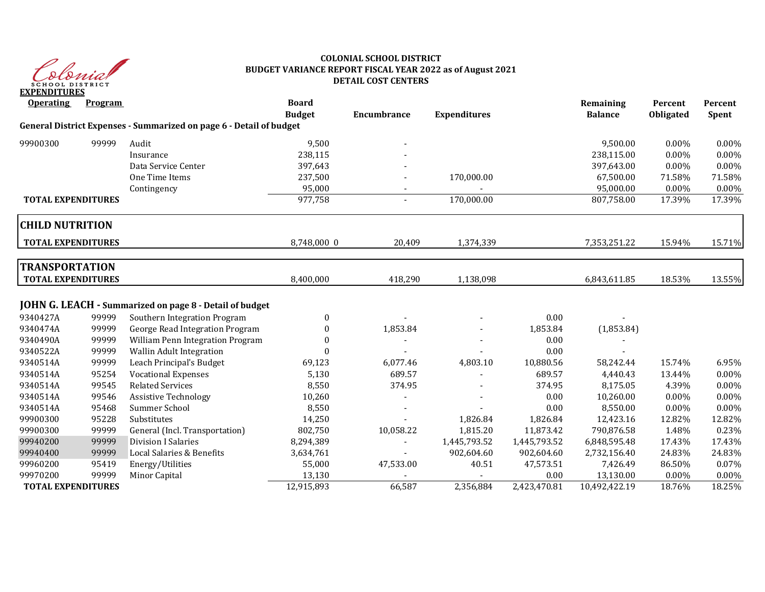# COLONIAL SCHOOL DISTRICT
## BUDGET VARIANCE REPORT FISCAL YEAR 2022 as of August 2021
## DETAIL COST CENTERS

**EXPENDITURES**

| Operating | Program | | Board Budget | Encumbrance | Expenditures | | Remaining Balance | Percent Obligated | Percent Spent |
|---|---|---|---|---|---|---|---|---|---|
| **General District Expenses - Summarized on page 6 - Detail of budget** | | | | | | | | | |
| 99900300 | 99999 | Audit | 9,500 | - | | | 9,500.00 | 0.00% | 0.00% |
| | | Insurance | 238,115 | - | | | 238,115.00 | 0.00% | 0.00% |
| | | Data Service Center | 397,643 | - | | | 397,643.00 | 0.00% | 0.00% |
| | | One Time Items | 237,500 | - | 170,000.00 | | 67,500.00 | 71.58% | 71.58% |
| | | Contingency | 95,000 | - | - | | 95,000.00 | 0.00% | 0.00% |
| **TOTAL EXPENDITURES** | | | 977,758 | - | 170,000.00 | | 807,758.00 | 17.39% | 17.39% |
| **CHILD NUTRITION** | | | | | | | | | |
| **TOTAL EXPENDITURES** | | | 8,748,000 0 | 20,409 | 1,374,339 | | 7,353,251.22 | 15.94% | 15.71% |
| **TRANSPORTATION** | | | | | | | | | |
| **TOTAL EXPENDITURES** | | | 8,400,000 | 418,290 | 1,138,098 | | 6,843,611.85 | 18.53% | 13.55% |
| **JOHN G. LEACH - Summarized on page 8 - Detail of budget** | | | | | | | | | |
| 9340427A | 99999 | Southern Integration Program | 0 | - | - | 0.00 | - | | |
| 9340474A | 99999 | George Read Integration Program | 0 | 1,853.84 | - | 1,853.84 | (1,853.84) | | |
| 9340490A | 99999 | William Penn Integration Program | 0 | - | - | 0.00 | - | | |
| 9340522A | 99999 | Wallin Adult Integration | 0 | - | - | 0.00 | - | | |
| 9340514A | 99999 | Leach Principal's Budget | 69,123 | 6,077.46 | 4,803.10 | 10,880.56 | 58,242.44 | 15.74% | 6.95% |
| 9340514A | 95254 | Vocational Expenses | 5,130 | 689.57 | - | 689.57 | 4,440.43 | 13.44% | 0.00% |
| 9340514A | 99545 | Related Services | 8,550 | 374.95 | - | 374.95 | 8,175.05 | 4.39% | 0.00% |
| 9340514A | 99546 | Assistive Technology | 10,260 | - | - | 0.00 | 10,260.00 | 0.00% | 0.00% |
| 9340514A | 95468 | Summer School | 8,550 | - | - | 0.00 | 8,550.00 | 0.00% | 0.00% |
| 99900300 | 95228 | Substitutes | 14,250 | - | 1,826.84 | 1,826.84 | 12,423.16 | 12.82% | 12.82% |
| 99900300 | 99999 | General (Incl. Transportation) | 802,750 | 10,058.22 | 1,815.20 | 11,873.42 | 790,876.58 | 1.48% | 0.23% |
| 99940200 | 99999 | Division I Salaries | 8,294,389 | - | 1,445,793.52 | 1,445,793.52 | 6,848,595.48 | 17.43% | 17.43% |
| 99940400 | 99999 | Local Salaries & Benefits | 3,634,761 | - | 902,604.60 | 902,604.60 | 2,732,156.40 | 24.83% | 24.83% |
| 99960200 | 95419 | Energy/Utilities | 55,000 | 47,533.00 | 40.51 | 47,573.51 | 7,426.49 | 86.50% | 0.07% |
| 99970200 | 99999 | Minor Capital | 13,130 | - | - | 0.00 | 13,130.00 | 0.00% | 0.00% |
| **TOTAL EXPENDITURES** | | | 12,915,893 | 66,587 | 2,356,884 | 2,423,470.81 | 10,492,422.19 | 18.76% | 18.25% |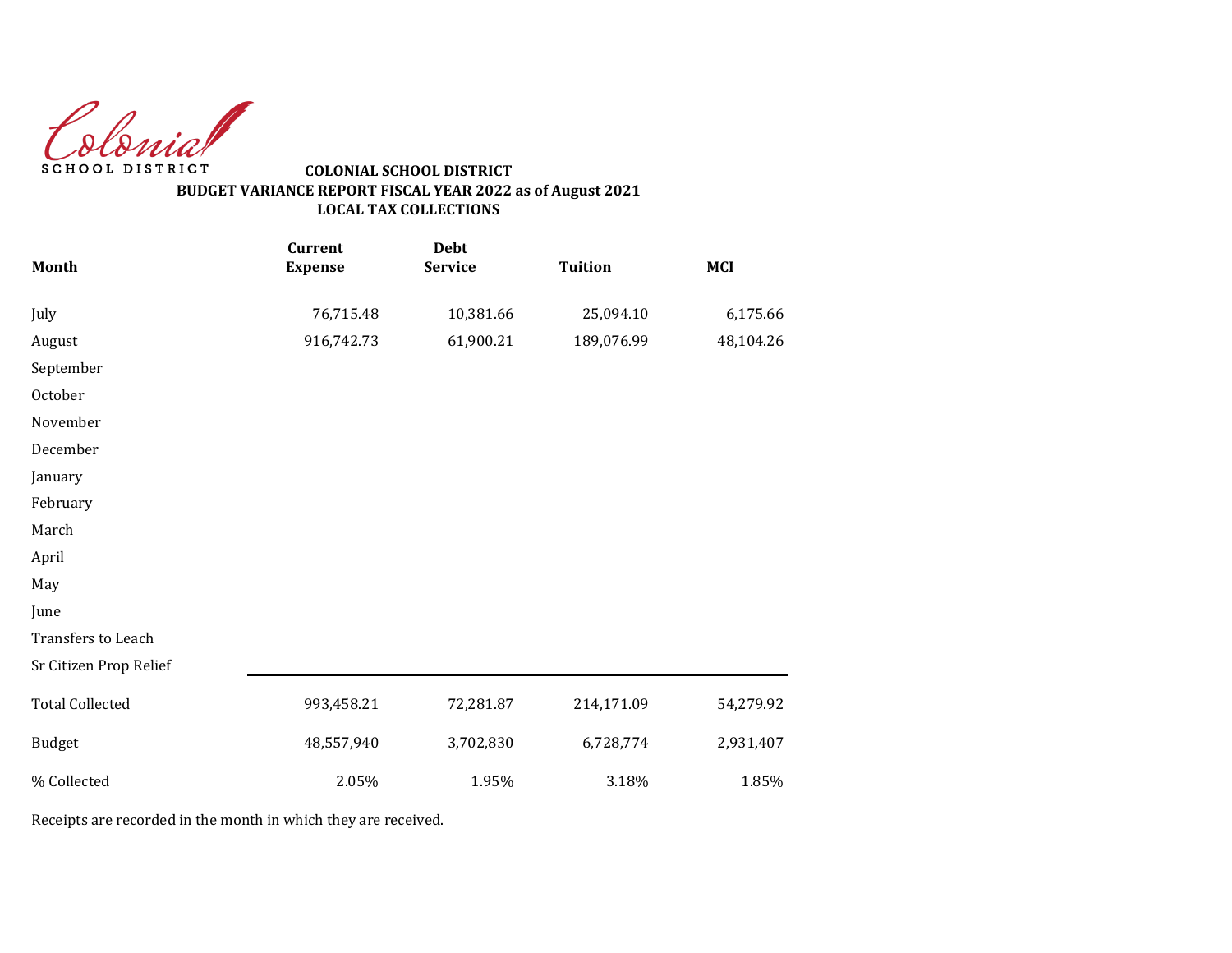Colonial
SCHOOL DISTRICT

**COLONIAL SCHOOL DISTRICT**
**BUDGET VARIANCE REPORT FISCAL YEAR 2022 as of August 2021**
**LOCAL TAX COLLECTIONS**

| Month | Current Expense | Debt Service | Tuition | MCI |
|---|---|---|---|---|
| July | 76,715.48 | 10,381.66 | 25,094.10 | 6,175.66 |
| August | 916,742.73 | 61,900.21 | 189,076.99 | 48,104.26 |
| September | | | | |
| October | | | | |
| November | | | | |
| December | | | | |
| January | | | | |
| February | | | | |
| March | | | | |
| April | | | | |
| May | | | | |
| June | | | | |
| Transfers to Leach | | | | |
| Sr Citizen Prop Relief | | | | |
| Total Collected | 993,458.21 | 72,281.87 | 214,171.09 | 54,279.92 |
| Budget | 48,557,940 | 3,702,830 | 6,728,774 | 2,931,407 |
| % Collected | 2.05% | 1.95% | 3.18% | 1.85% |

Receipts are recorded in the month in which they are received.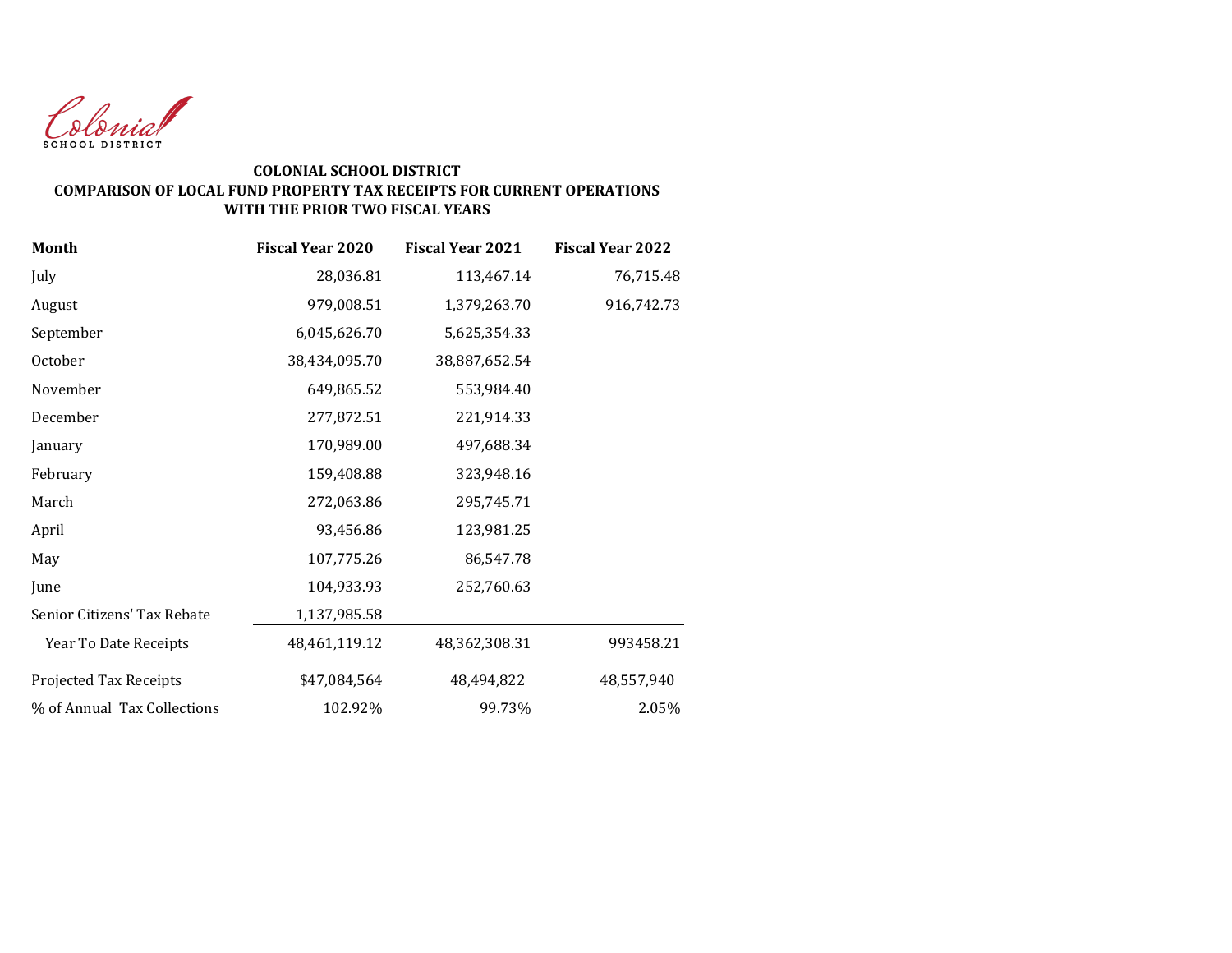Colonial
SCHOOL DISTRICT

**COLONIAL SCHOOL DISTRICT**
**COMPARISON OF LOCAL FUND PROPERTY TAX RECEIPTS FOR CURRENT OPERATIONS WITH THE PRIOR TWO FISCAL YEARS**

| Month | Fiscal Year 2020 | Fiscal Year 2021 | Fiscal Year 2022 |
|---|---|---|---|
| July | 28,036.81 | 113,467.14 | 76,715.48 |
| August | 979,008.51 | 1,379,263.70 | 916,742.73 |
| September | 6,045,626.70 | 5,625,354.33 | |
| October | 38,434,095.70 | 38,887,652.54 | |
| November | 649,865.52 | 553,984.40 | |
| December | 277,872.51 | 221,914.33 | |
| January | 170,989.00 | 497,688.34 | |
| February | 159,408.88 | 323,948.16 | |
| March | 272,063.86 | 295,745.71 | |
| April | 93,456.86 | 123,981.25 | |
| May | 107,775.26 | 86,547.78 | |
| June | 104,933.93 | 252,760.63 | |
| Senior Citizens' Tax Rebate | 1,137,985.58 | | |
| Year To Date Receipts | 48,461,119.12 | 48,362,308.31 | 993458.21 |
| Projected Tax Receipts | $47,084,564 | 48,494,822 | 48,557,940 |
| % of Annual Tax Collections | 102.92% | 99.73% | 2.05% |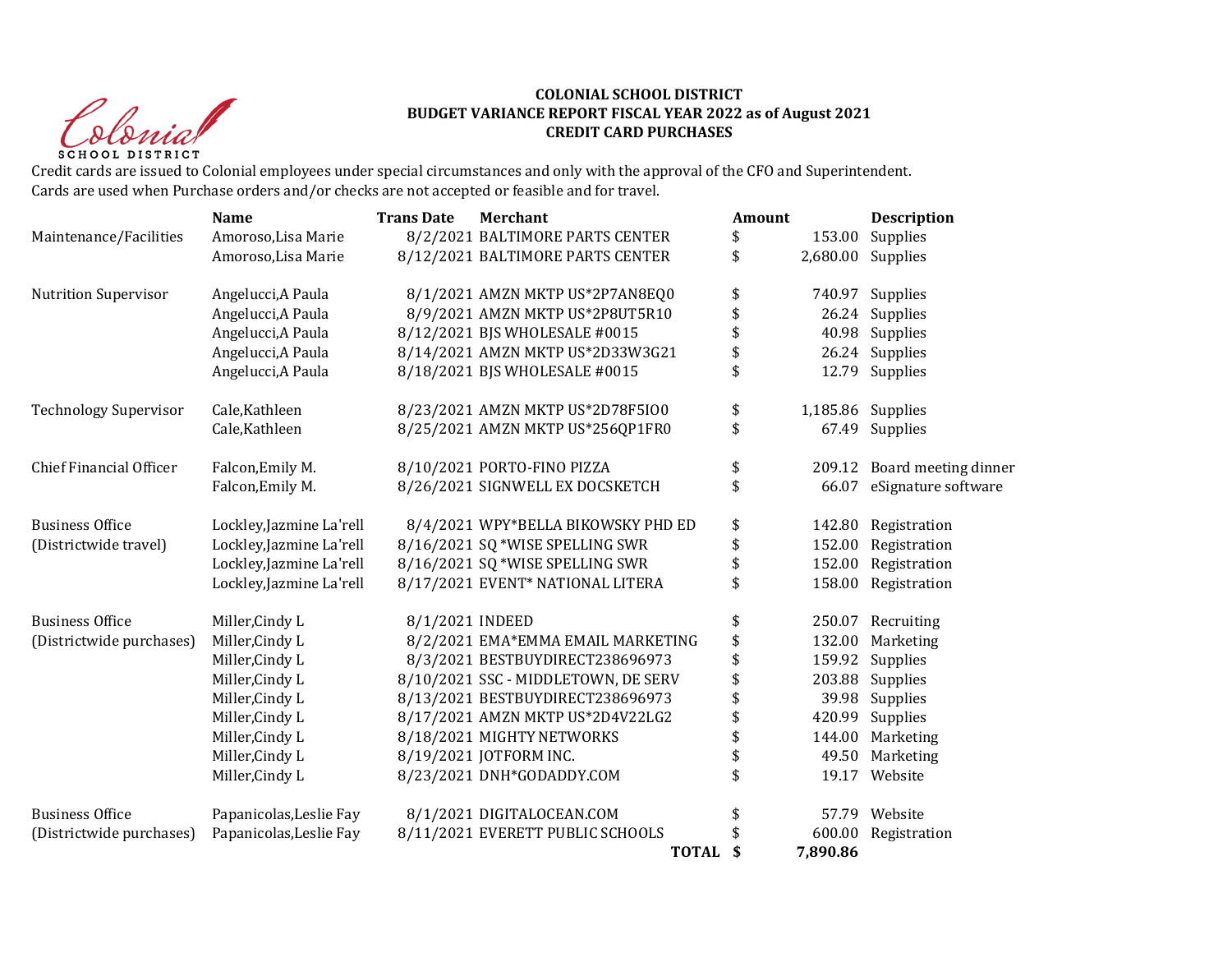**COLONIAL SCHOOL DISTRICT**
**BUDGET VARIANCE REPORT FISCAL YEAR 2022 as of August 2021**
**CREDIT CARD PURCHASES**

Credit cards are issued to Colonial employees under special circumstances and only with the approval of the CFO and Superintendent.
Cards are used when Purchase orders and/or checks are not accepted or feasible and for travel.

| | Name | Trans Date | Merchant | Amount | Description |
|---|---|---|---|---|---|
| Maintenance/Facilities | Amoroso,Lisa Marie | 8/2/2021 | BALTIMORE PARTS CENTER | $ 153.00 | Supplies |
| | Amoroso,Lisa Marie | 8/12/2021 | BALTIMORE PARTS CENTER | $ 2,680.00 | Supplies |
| Nutrition Supervisor | Angelucci,A Paula | 8/1/2021 | AMZN MKTP US*2P7AN8EQ0 | $ 740.97 | Supplies |
| | Angelucci,A Paula | 8/9/2021 | AMZN MKTP US*2P8UT5R10 | $ 26.24 | Supplies |
| | Angelucci,A Paula | 8/12/2021 | BJS WHOLESALE #0015 | $ 40.98 | Supplies |
| | Angelucci,A Paula | 8/14/2021 | AMZN MKTP US*2D33W3G21 | $ 26.24 | Supplies |
| | Angelucci,A Paula | 8/18/2021 | BJS WHOLESALE #0015 | $ 12.79 | Supplies |
| Technology Supervisor | Cale,Kathleen | 8/23/2021 | AMZN MKTP US*2D78F5IO0 | $ 1,185.86 | Supplies |
| | Cale,Kathleen | 8/25/2021 | AMZN MKTP US*256QP1FR0 | $ 67.49 | Supplies |
| Chief Financial Officer | Falcon,Emily M. | 8/10/2021 | PORTO-FINO PIZZA | $ 209.12 | Board meeting dinner |
| | Falcon,Emily M. | 8/26/2021 | SIGNWELL EX DOCSKETCH | $ 66.07 | eSignature software |
| Business Office (Districtwide travel) | Lockley,Jazmine La'rell | 8/4/2021 | WPY*BELLA BIKOWSKY PHD ED | $ 142.80 | Registration |
| | Lockley,Jazmine La'rell | 8/16/2021 | SQ *WISE SPELLING SWR | $ 152.00 | Registration |
| | Lockley,Jazmine La'rell | 8/16/2021 | SQ *WISE SPELLING SWR | $ 152.00 | Registration |
| | Lockley,Jazmine La'rell | 8/17/2021 | EVENT* NATIONAL LITERA | $ 158.00 | Registration |
| Business Office (Districtwide purchases) | Miller,Cindy L | 8/1/2021 | INDEED | $ 250.07 | Recruiting |
| | Miller,Cindy L | 8/2/2021 | EMA*EMMA EMAIL MARKETING | $ 132.00 | Marketing |
| | Miller,Cindy L | 8/3/2021 | BESTBUYDIRECT238696973 | $ 159.92 | Supplies |
| | Miller,Cindy L | 8/10/2021 | SSC - MIDDLETOWN, DE SERV | $ 203.88 | Supplies |
| | Miller,Cindy L | 8/13/2021 | BESTBUYDIRECT238696973 | $ 39.98 | Supplies |
| | Miller,Cindy L | 8/17/2021 | AMZN MKTP US*2D4V22LG2 | $ 420.99 | Supplies |
| | Miller,Cindy L | 8/18/2021 | MIGHTY NETWORKS | $ 144.00 | Marketing |
| | Miller,Cindy L | 8/19/2021 | JOTFORM INC. | $ 49.50 | Marketing |
| | Miller,Cindy L | 8/23/2021 | DNH*GODADDY.COM | $ 19.17 | Website |
| Business Office (Districtwide purchases) | Papanicolas,Leslie Fay | 8/1/2021 | DIGITALOCEAN.COM | $ 57.79 | Website |
| | Papanicolas,Leslie Fay | 8/11/2021 | EVERETT PUBLIC SCHOOLS | $ 600.00 | Registration |
| | | | **TOTAL** | **$ 7,890.86** | |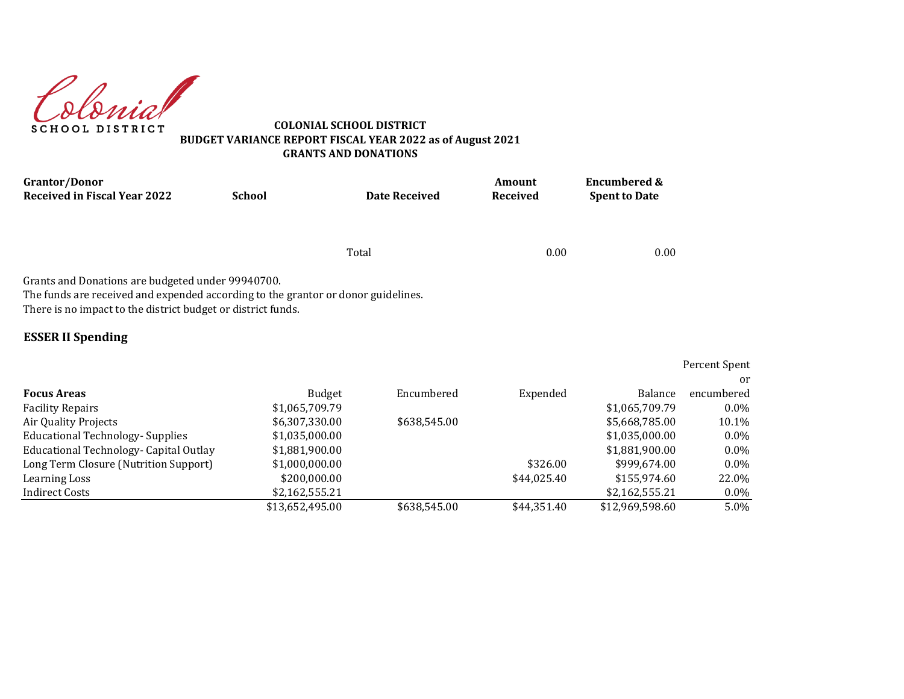**COLONIAL SCHOOL DISTRICT**
**BUDGET VARIANCE REPORT FISCAL YEAR 2022 as of August 2021**
**GRANTS AND DONATIONS**

| Grantor/Donor Received in Fiscal Year 2022 | School | Date Received | Amount Received | Encumbered & Spent to Date |
|---|---|---|---|---|
| | | Total | 0.00 | 0.00 |

Grants and Donations are budgeted under 99940700.
The funds are received and expended according to the grantor or donor guidelines.
There is no impact to the district budget or district funds.

**ESSER II Spending**

| Focus Areas | Budget | Encumbered | Expended | Balance | Percent Spent or encumbered |
|---|---|---|---|---|---|
| Facility Repairs | $1,065,709.79 | | | $1,065,709.79 | 0.0% |
| Air Quality Projects | $6,307,330.00 | $638,545.00 | | $5,668,785.00 | 10.1% |
| Educational Technology- Supplies | $1,035,000.00 | | | $1,035,000.00 | 0.0% |
| Educational Technology- Capital Outlay | $1,881,900.00 | | | $1,881,900.00 | 0.0% |
| Long Term Closure (Nutrition Support) | $1,000,000.00 | | $326.00 | $999,674.00 | 0.0% |
| Learning Loss | $200,000.00 | | $44,025.40 | $155,974.60 | 22.0% |
| Indirect Costs | $2,162,555.21 | | | $2,162,555.21 | 0.0% |
| | $13,652,495.00 | $638,545.00 | $44,351.40 | $12,969,598.60 | 5.0% |